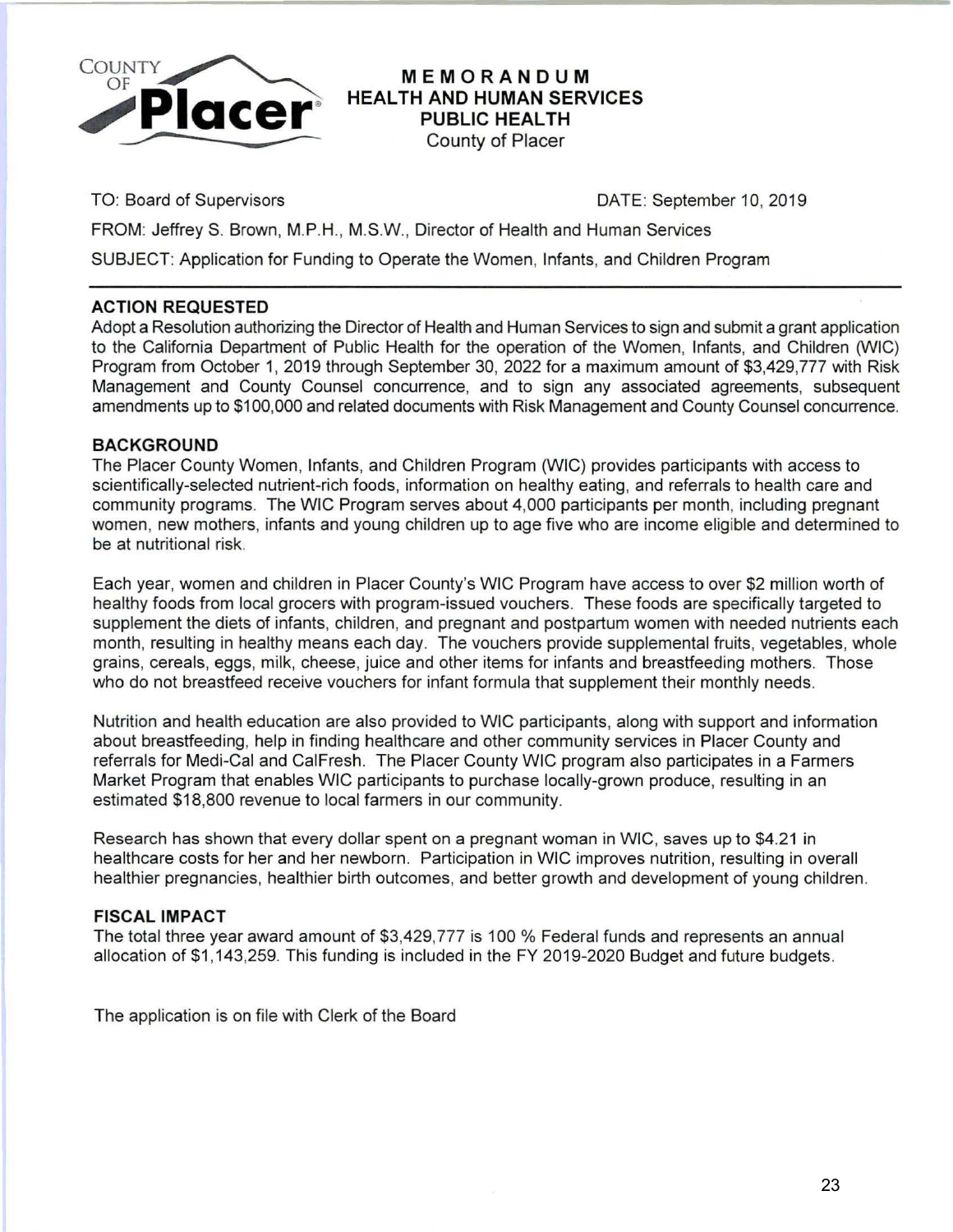COUNTY OF **Placer**

# MEMORANDUM
## HEALTH AND HUMAN SERVICES
## PUBLIC HEALTH
County of Placer

TO: Board of Supervisors DATE: September 10, 2019

FROM: Jeffrey S. Brown, M.P.H., M.S.W., Director of Health and Human Services

SUBJECT: Application for Funding to Operate the Women, Infants, and Children Program

---

### ACTION REQUESTED

Adopt a Resolution authorizing the Director of Health and Human Services to sign and submit a grant application to the California Department of Public Health for the operation of the Women, Infants, and Children (WIC) Program from October 1, 2019 through September 30, 2022 for a maximum amount of $3,429,777 with Risk Management and County Counsel concurrence, and to sign any associated agreements, subsequent amendments up to $100,000 and related documents with Risk Management and County Counsel concurrence.

### BACKGROUND

The Placer County Women, Infants, and Children Program (WIC) provides participants with access to scientifically-selected nutrient-rich foods, information on healthy eating, and referrals to health care and community programs. The WIC Program serves about 4,000 participants per month, including pregnant women, new mothers, infants and young children up to age five who are income eligible and determined to be at nutritional risk.

Each year, women and children in Placer County's WIC Program have access to over $2 million worth of healthy foods from local grocers with program-issued vouchers. These foods are specifically targeted to supplement the diets of infants, children, and pregnant and postpartum women with needed nutrients each month, resulting in healthy means each day. The vouchers provide supplemental fruits, vegetables, whole grains, cereals, eggs, milk, cheese, juice and other items for infants and breastfeeding mothers. Those who do not breastfeed receive vouchers for infant formula that supplement their monthly needs.

Nutrition and health education are also provided to WIC participants, along with support and information about breastfeeding, help in finding healthcare and other community services in Placer County and referrals for Medi-Cal and CalFresh. The Placer County WIC program also participates in a Farmers Market Program that enables WIC participants to purchase locally-grown produce, resulting in an estimated $18,800 revenue to local farmers in our community.

Research has shown that every dollar spent on a pregnant woman in WIC, saves up to $4.21 in healthcare costs for her and her newborn. Participation in WIC improves nutrition, resulting in overall healthier pregnancies, healthier birth outcomes, and better growth and development of young children.

### FISCAL IMPACT

The total three year award amount of $3,429,777 is 100 % Federal funds and represents an annual allocation of $1,143,259. This funding is included in the FY 2019-2020 Budget and future budgets.

The application is on file with Clerk of the Board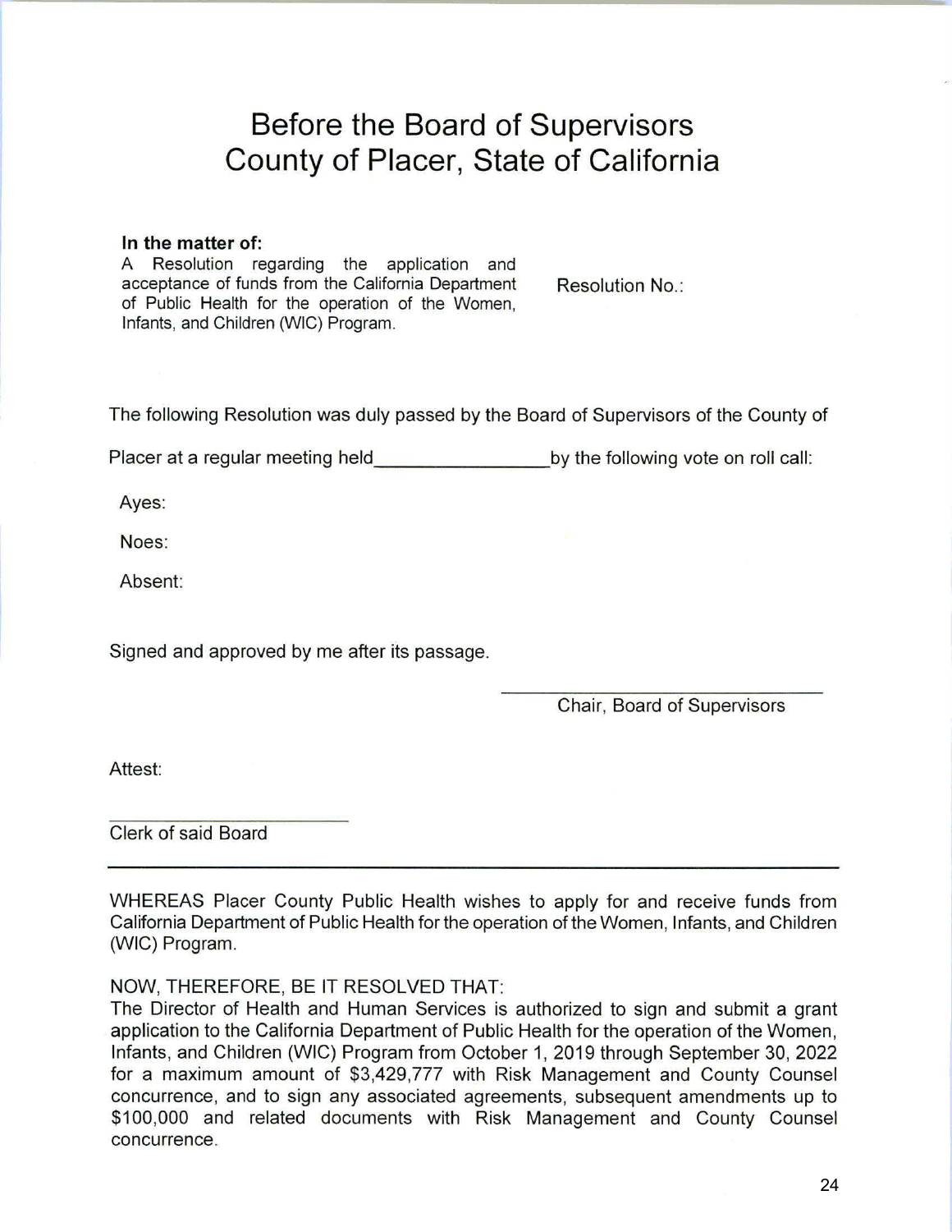# Before the Board of Supervisors
# County of Placer, State of California

**In the matter of:**
A Resolution regarding the application and acceptance of funds from the California Department of Public Health for the operation of the Women, Infants, and Children (WIC) Program.

Resolution No.:

The following Resolution was duly passed by the Board of Supervisors of the County of Placer at a regular meeting held________________by the following vote on roll call:

Ayes:

Noes:

Absent:

Signed and approved by me after its passage.

______________________________
Chair, Board of Supervisors

Attest:

______________________
Clerk of said Board

---

WHEREAS Placer County Public Health wishes to apply for and receive funds from California Department of Public Health for the operation of the Women, Infants, and Children (WIC) Program.

NOW, THEREFORE, BE IT RESOLVED THAT:
The Director of Health and Human Services is authorized to sign and submit a grant application to the California Department of Public Health for the operation of the Women, Infants, and Children (WIC) Program from October 1, 2019 through September 30, 2022 for a maximum amount of $3,429,777 with Risk Management and County Counsel concurrence, and to sign any associated agreements, subsequent amendments up to $100,000 and related documents with Risk Management and County Counsel concurrence.